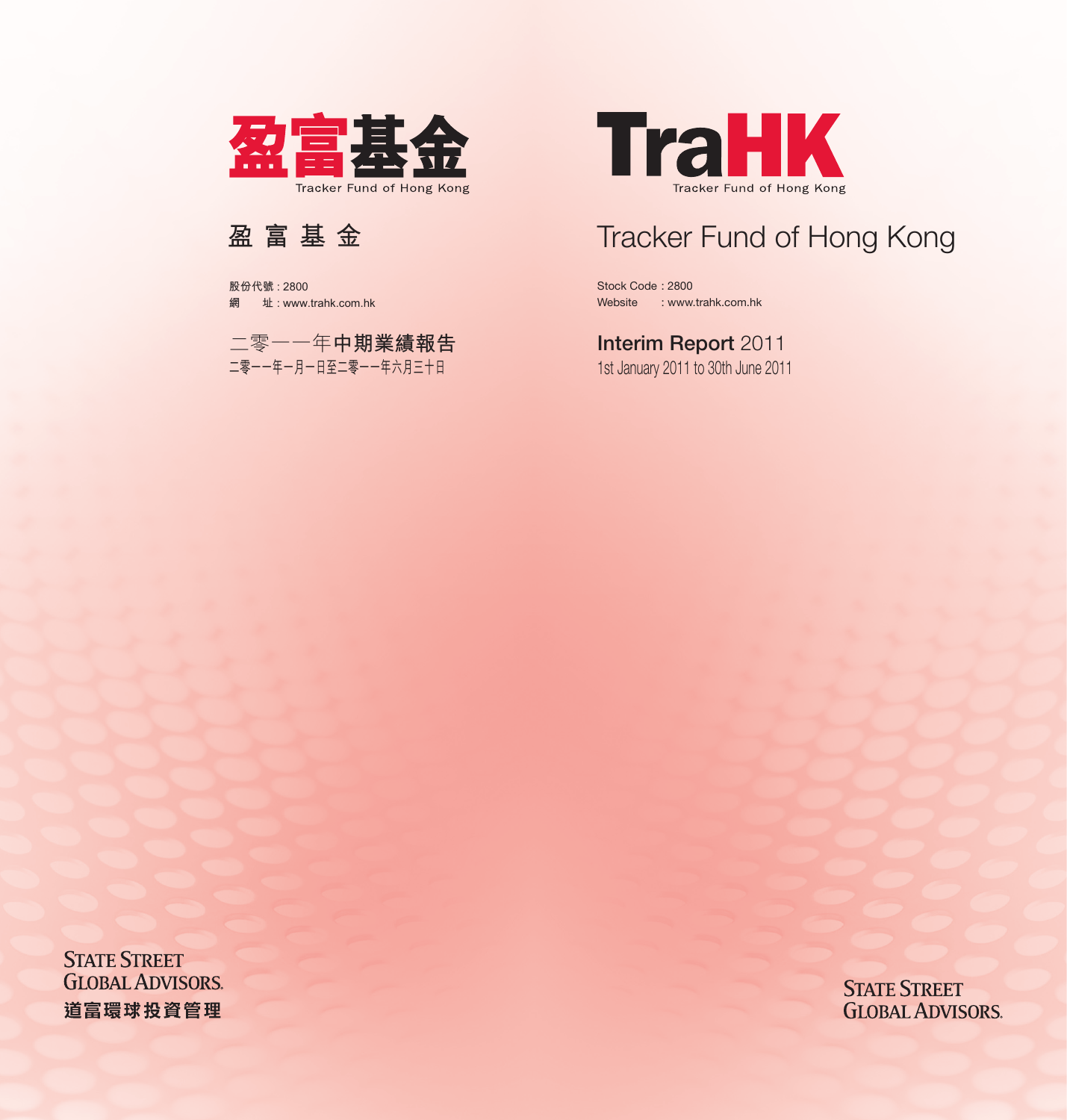# 盈富基金

Tracker Fund of Hong Kong

## 盈 富 基 金

股份代號 : 2800
網　　址 : www.trahk.com.hk

二零一一年**中期業績報告**
二零一一年一月一日至二零一一年六月三十日

# TraHK

Tracker Fund of Hong Kong

## Tracker Fund of Hong Kong

Stock Code : 2800
Website : www.trahk.com.hk

**Interim Report** 2011
1st January 2011 to 30th June 2011

STATE STREET GLOBAL ADVISORS.
道富環球投資管理

STATE STREET GLOBAL ADVISORS.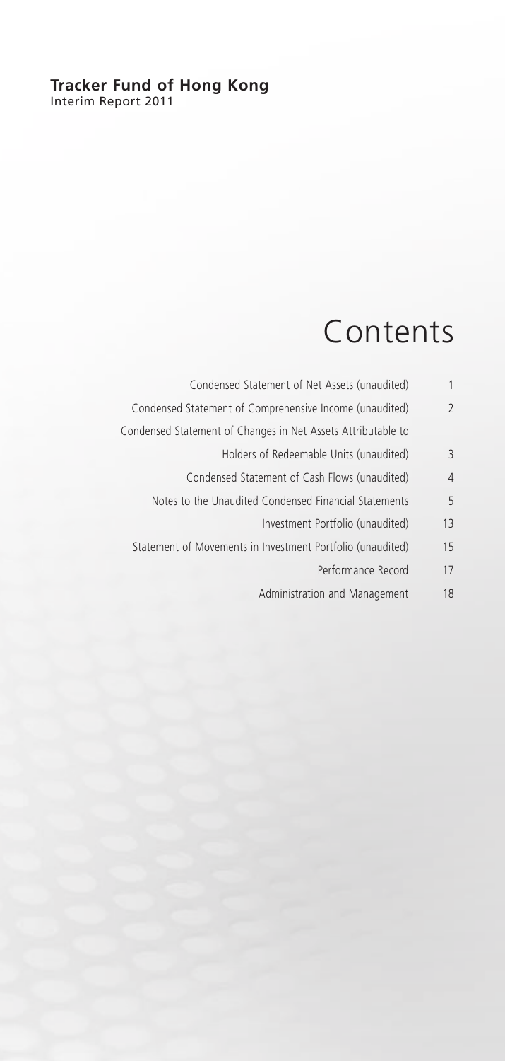**Tracker Fund of Hong Kong**
Interim Report 2011

# Contents

| | |
|---|---|
| Condensed Statement of Net Assets (unaudited) | 1 |
| Condensed Statement of Comprehensive Income (unaudited) | 2 |
| Condensed Statement of Changes in Net Assets Attributable to Holders of Redeemable Units (unaudited) | 3 |
| Condensed Statement of Cash Flows (unaudited) | 4 |
| Notes to the Unaudited Condensed Financial Statements | 5 |
| Investment Portfolio (unaudited) | 13 |
| Statement of Movements in Investment Portfolio (unaudited) | 15 |
| Performance Record | 17 |
| Administration and Management | 18 |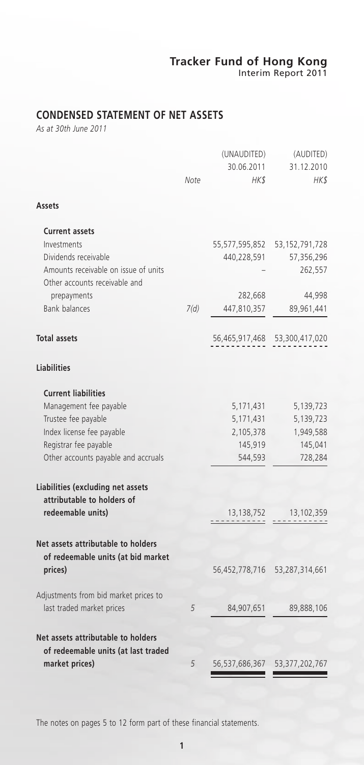## CONDENSED STATEMENT OF NET ASSETS

*As at 30th June 2011*

| | Note | (UNAUDITED) 30.06.2011 HK$ | (AUDITED) 31.12.2010 HK$ |
|---|---|---|---|
| **Assets** | | | |
| **Current assets** | | | |
| Investments | | 55,577,595,852 | 53,152,791,728 |
| Dividends receivable | | 440,228,591 | 57,356,296 |
| Amounts receivable on issue of units | | – | 262,557 |
| Other accounts receivable and prepayments | | 282,668 | 44,998 |
| Bank balances | 7(d) | 447,810,357 | 89,961,441 |
| **Total assets** | | 56,465,917,468 | 53,300,417,020 |
| **Liabilities** | | | |
| **Current liabilities** | | | |
| Management fee payable | | 5,171,431 | 5,139,723 |
| Trustee fee payable | | 5,171,431 | 5,139,723 |
| Index license fee payable | | 2,105,378 | 1,949,588 |
| Registrar fee payable | | 145,919 | 145,041 |
| Other accounts payable and accruals | | 544,593 | 728,284 |
| **Liabilities (excluding net assets attributable to holders of redeemable units)** | | 13,138,752 | 13,102,359 |
| **Net assets attributable to holders of redeemable units (at bid market prices)** | | 56,452,778,716 | 53,287,314,661 |
| Adjustments from bid market prices to last traded market prices | 5 | 84,907,651 | 89,888,106 |
| **Net assets attributable to holders of redeemable units (at last traded market prices)** | 5 | 56,537,686,367 | 53,377,202,767 |

The notes on pages 5 to 12 form part of these financial statements.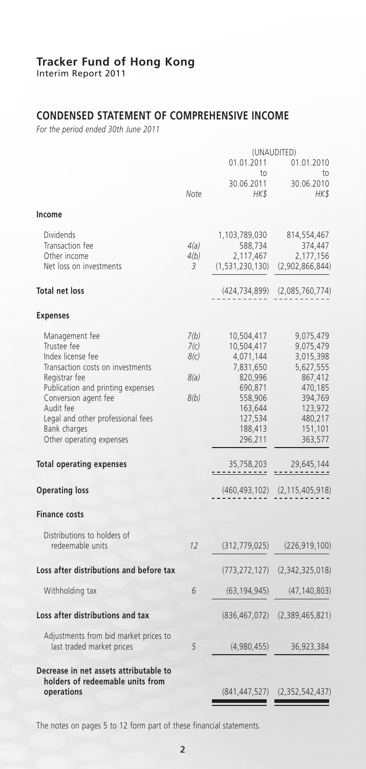# Tracker Fund of Hong Kong

Interim Report 2011

## CONDENSED STATEMENT OF COMPREHENSIVE INCOME

*For the period ended 30th June 2011*

| | Note | (UNAUDITED) 01.01.2011 to 30.06.2011 HK$ | 01.01.2010 to 30.06.2010 HK$ |
|---|---|---|---|
| **Income** | | | |
| Dividends | | 1,103,789,030 | 814,554,467 |
| Transaction fee | 4(a) | 588,734 | 374,447 |
| Other income | 4(b) | 2,117,467 | 2,177,156 |
| Net loss on investments | 3 | (1,531,230,130) | (2,902,866,844) |
| **Total net loss** | | (424,734,899) | (2,085,760,774) |
| **Expenses** | | | |
| Management fee | 7(b) | 10,504,417 | 9,075,479 |
| Trustee fee | 7(c) | 10,504,417 | 9,075,479 |
| Index license fee | 8(c) | 4,071,144 | 3,015,398 |
| Transaction costs on investments | | 7,831,650 | 5,627,555 |
| Registrar fee | 8(a) | 820,996 | 867,412 |
| Publication and printing expenses | | 690,871 | 470,185 |
| Conversion agent fee | 8(b) | 558,906 | 394,769 |
| Audit fee | | 163,644 | 123,972 |
| Legal and other professional fees | | 127,534 | 480,217 |
| Bank charges | | 188,413 | 151,101 |
| Other operating expenses | | 296,211 | 363,577 |
| **Total operating expenses** | | 35,758,203 | 29,645,144 |
| **Operating loss** | | (460,493,102) | (2,115,405,918) |
| **Finance costs** | | | |
| Distributions to holders of redeemable units | 12 | (312,779,025) | (226,919,100) |
| **Loss after distributions and before tax** | | (773,272,127) | (2,342,325,018) |
| Withholding tax | 6 | (63,194,945) | (47,140,803) |
| **Loss after distributions and tax** | | (836,467,072) | (2,389,465,821) |
| Adjustments from bid market prices to last traded market prices | 5 | (4,980,455) | 36,923,384 |
| **Decrease in net assets attributable to holders of redeemable units from operations** | | (841,447,527) | (2,352,542,437) |

The notes on pages 5 to 12 form part of these financial statements.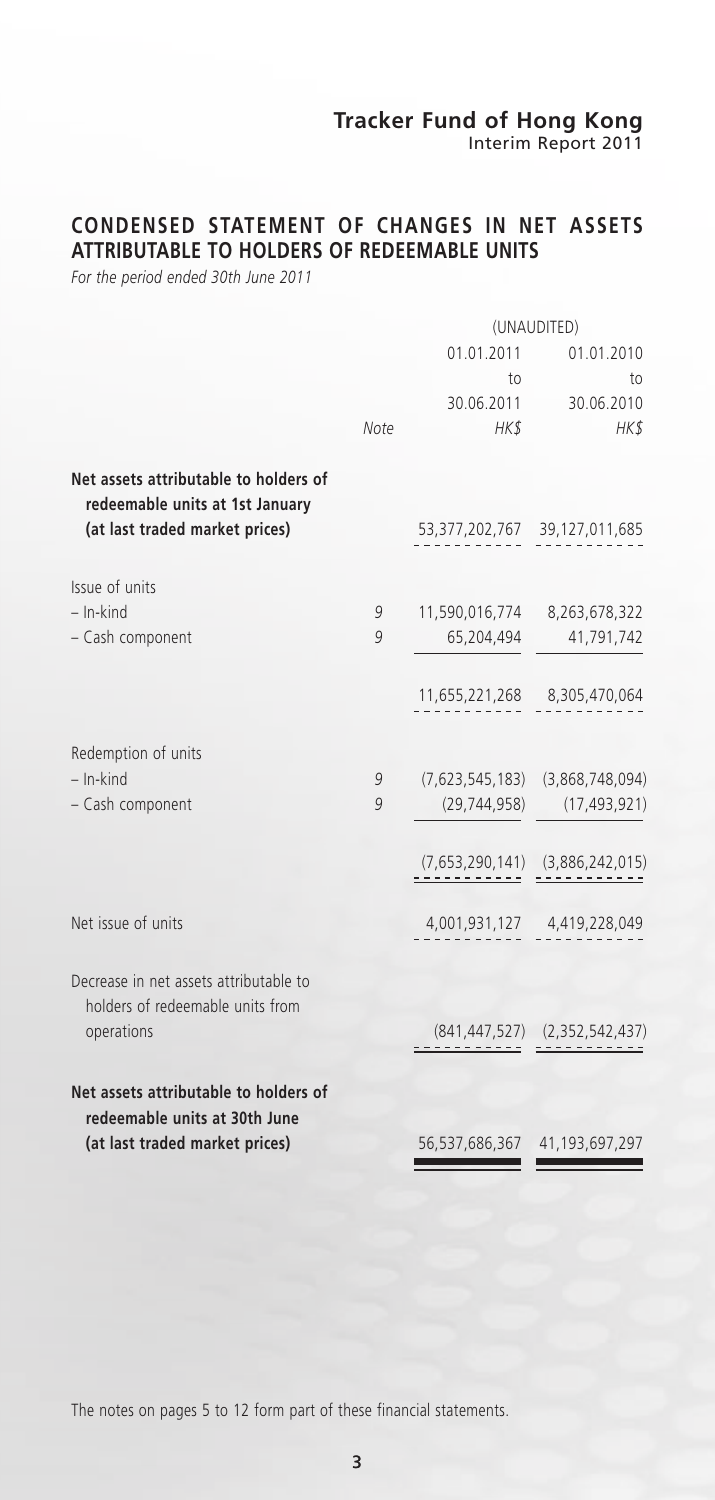## CONDENSED STATEMENT OF CHANGES IN NET ASSETS ATTRIBUTABLE TO HOLDERS OF REDEEMABLE UNITS

*For the period ended 30th June 2011*

| | Note | (UNAUDITED) 01.01.2011 to 30.06.2011 HK$ | 01.01.2010 to 30.06.2010 HK$ |
|---|---|---|---|
| **Net assets attributable to holders of redeemable units at 1st January (at last traded market prices)** | | 53,377,202,767 | 39,127,011,685 |
| Issue of units | | | |
| – In-kind | 9 | 11,590,016,774 | 8,263,678,322 |
| – Cash component | 9 | 65,204,494 | 41,791,742 |
| | | 11,655,221,268 | 8,305,470,064 |
| Redemption of units | | | |
| – In-kind | 9 | (7,623,545,183) | (3,868,748,094) |
| – Cash component | 9 | (29,744,958) | (17,493,921) |
| | | (7,653,290,141) | (3,886,242,015) |
| Net issue of units | | 4,001,931,127 | 4,419,228,049 |
| Decrease in net assets attributable to holders of redeemable units from operations | | (841,447,527) | (2,352,542,437) |
| **Net assets attributable to holders of redeemable units at 30th June (at last traded market prices)** | | 56,537,686,367 | 41,193,697,297 |

The notes on pages 5 to 12 form part of these financial statements.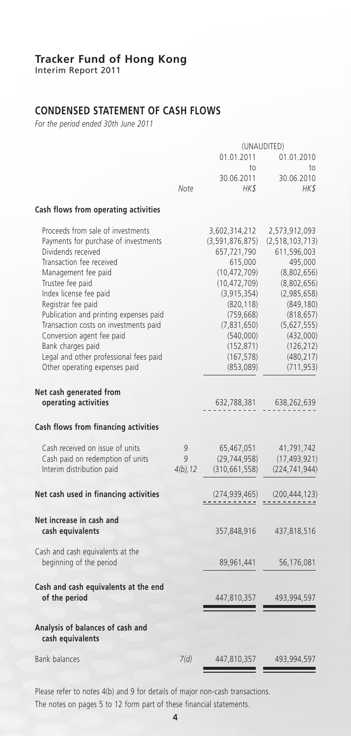# Tracker Fund of Hong Kong

Interim Report 2011

## CONDENSED STATEMENT OF CASH FLOWS

*For the period ended 30th June 2011*

| | Note | (UNAUDITED) 01.01.2011 to 30.06.2011 HK$ | 01.01.2010 to 30.06.2010 HK$ |
|---|---|---|---|
| **Cash flows from operating activities** | | | |
| Proceeds from sale of investments | | 3,602,314,212 | 2,573,912,093 |
| Payments for purchase of investments | | (3,591,876,875) | (2,518,103,713) |
| Dividends received | | 657,721,790 | 611,596,003 |
| Transaction fee received | | 615,000 | 495,000 |
| Management fee paid | | (10,472,709) | (8,802,656) |
| Trustee fee paid | | (10,472,709) | (8,802,656) |
| Index license fee paid | | (3,915,354) | (2,985,658) |
| Registrar fee paid | | (820,118) | (849,180) |
| Publication and printing expenses paid | | (759,668) | (818,657) |
| Transaction costs on investments paid | | (7,831,650) | (5,627,555) |
| Conversion agent fee paid | | (540,000) | (432,000) |
| Bank charges paid | | (152,871) | (126,212) |
| Legal and other professional fees paid | | (167,578) | (480,217) |
| Other operating expenses paid | | (853,089) | (711,953) |
| **Net cash generated from operating activities** | | 632,788,381 | 638,262,639 |
| **Cash flows from financing activities** | | | |
| Cash received on issue of units | 9 | 65,467,051 | 41,791,742 |
| Cash paid on redemption of units | 9 | (29,744,958) | (17,493,921) |
| Interim distribution paid | 4(b), 12 | (310,661,558) | (224,741,944) |
| **Net cash used in financing activities** | | (274,939,465) | (200,444,123) |
| **Net increase in cash and cash equivalents** | | 357,848,916 | 437,818,516 |
| Cash and cash equivalents at the beginning of the period | | 89,961,441 | 56,176,081 |
| **Cash and cash equivalents at the end of the period** | | 447,810,357 | 493,994,597 |
| **Analysis of balances of cash and cash equivalents** | | | |
| Bank balances | 7(d) | 447,810,357 | 493,994,597 |

Please refer to notes 4(b) and 9 for details of major non-cash transactions.

The notes on pages 5 to 12 form part of these financial statements.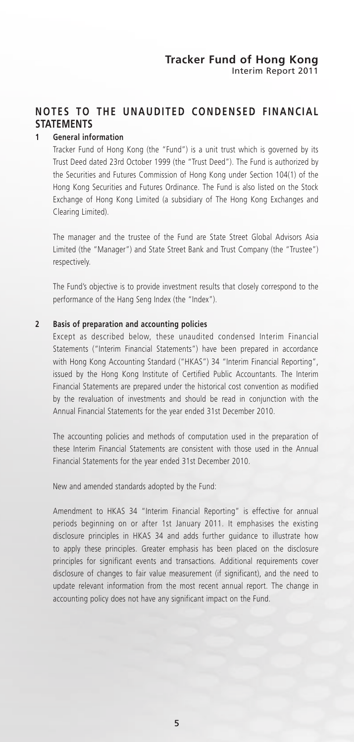## NOTES TO THE UNAUDITED CONDENSED FINANCIAL STATEMENTS

### 1 General information

Tracker Fund of Hong Kong (the "Fund") is a unit trust which is governed by its Trust Deed dated 23rd October 1999 (the "Trust Deed"). The Fund is authorized by the Securities and Futures Commission of Hong Kong under Section 104(1) of the Hong Kong Securities and Futures Ordinance. The Fund is also listed on the Stock Exchange of Hong Kong Limited (a subsidiary of The Hong Kong Exchanges and Clearing Limited).

The manager and the trustee of the Fund are State Street Global Advisors Asia Limited (the "Manager") and State Street Bank and Trust Company (the "Trustee") respectively.

The Fund's objective is to provide investment results that closely correspond to the performance of the Hang Seng Index (the "Index").

### 2 Basis of preparation and accounting policies

Except as described below, these unaudited condensed Interim Financial Statements ("Interim Financial Statements") have been prepared in accordance with Hong Kong Accounting Standard ("HKAS") 34 "Interim Financial Reporting", issued by the Hong Kong Institute of Certified Public Accountants. The Interim Financial Statements are prepared under the historical cost convention as modified by the revaluation of investments and should be read in conjunction with the Annual Financial Statements for the year ended 31st December 2010.

The accounting policies and methods of computation used in the preparation of these Interim Financial Statements are consistent with those used in the Annual Financial Statements for the year ended 31st December 2010.

New and amended standards adopted by the Fund:

Amendment to HKAS 34 "Interim Financial Reporting" is effective for annual periods beginning on or after 1st January 2011. It emphasises the existing disclosure principles in HKAS 34 and adds further guidance to illustrate how to apply these principles. Greater emphasis has been placed on the disclosure principles for significant events and transactions. Additional requirements cover disclosure of changes to fair value measurement (if significant), and the need to update relevant information from the most recent annual report. The change in accounting policy does not have any significant impact on the Fund.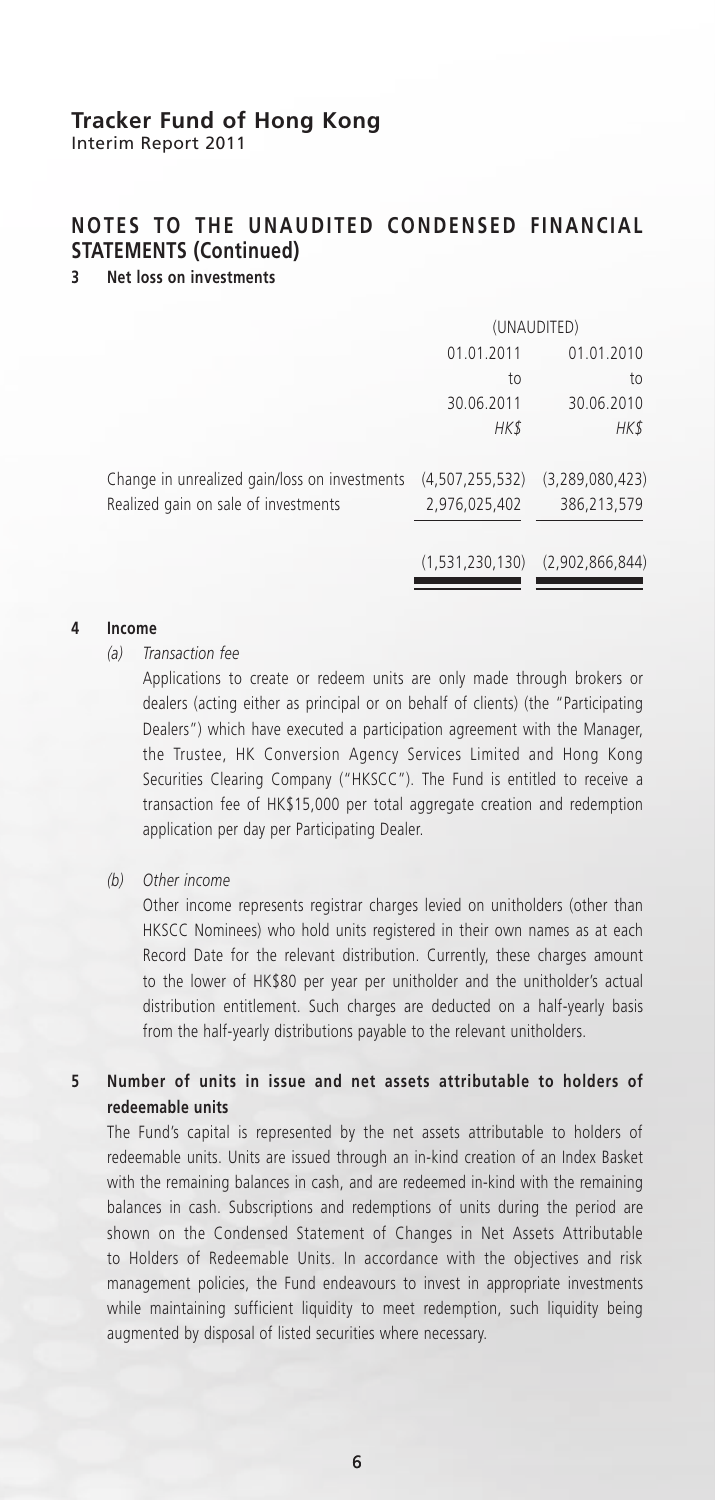## NOTES TO THE UNAUDITED CONDENSED FINANCIAL STATEMENTS (Continued)

### 3 Net loss on investments

| | (UNAUDITED) | |
|---|---|---|
| | 01.01.2011 to 30.06.2011 HK$ | 01.01.2010 to 30.06.2010 HK$ |
| Change in unrealized gain/loss on investments | (4,507,255,532) | (3,289,080,423) |
| Realized gain on sale of investments | 2,976,025,402 | 386,213,579 |
| | (1,531,230,130) | (2,902,866,844) |

### 4 Income

*(a) Transaction fee*

Applications to create or redeem units are only made through brokers or dealers (acting either as principal or on behalf of clients) (the "Participating Dealers") which have executed a participation agreement with the Manager, the Trustee, HK Conversion Agency Services Limited and Hong Kong Securities Clearing Company ("HKSCC"). The Fund is entitled to receive a transaction fee of HK$15,000 per total aggregate creation and redemption application per day per Participating Dealer.

*(b) Other income*

Other income represents registrar charges levied on unitholders (other than HKSCC Nominees) who hold units registered in their own names as at each Record Date for the relevant distribution. Currently, these charges amount to the lower of HK$80 per year per unitholder and the unitholder's actual distribution entitlement. Such charges are deducted on a half-yearly basis from the half-yearly distributions payable to the relevant unitholders.

### 5 Number of units in issue and net assets attributable to holders of redeemable units

The Fund's capital is represented by the net assets attributable to holders of redeemable units. Units are issued through an in-kind creation of an Index Basket with the remaining balances in cash, and are redeemed in-kind with the remaining balances in cash. Subscriptions and redemptions of units during the period are shown on the Condensed Statement of Changes in Net Assets Attributable to Holders of Redeemable Units. In accordance with the objectives and risk management policies, the Fund endeavours to invest in appropriate investments while maintaining sufficient liquidity to meet redemption, such liquidity being augmented by disposal of listed securities where necessary.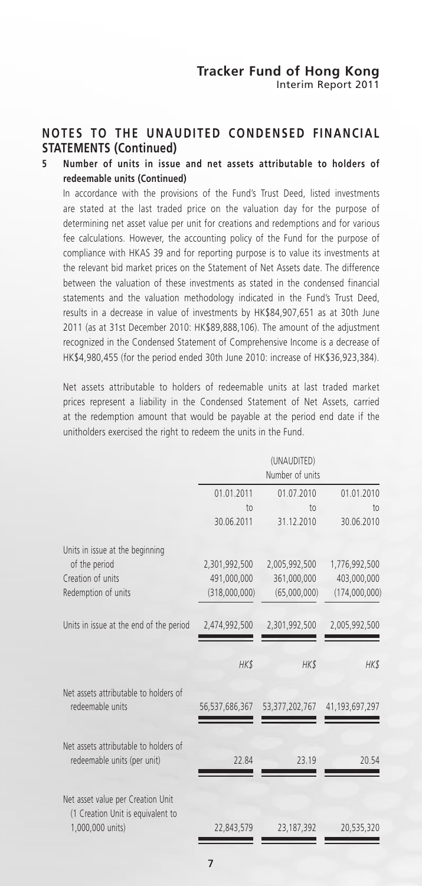## NOTES TO THE UNAUDITED CONDENSED FINANCIAL STATEMENTS (Continued)

**5 Number of units in issue and net assets attributable to holders of redeemable units (Continued)**

In accordance with the provisions of the Fund's Trust Deed, listed investments are stated at the last traded price on the valuation day for the purpose of determining net asset value per unit for creations and redemptions and for various fee calculations. However, the accounting policy of the Fund for the purpose of compliance with HKAS 39 and for reporting purpose is to value its investments at the relevant bid market prices on the Statement of Net Assets date. The difference between the valuation of these investments as stated in the condensed financial statements and the valuation methodology indicated in the Fund's Trust Deed, results in a decrease in value of investments by HK$84,907,651 as at 30th June 2011 (as at 31st December 2010: HK$89,888,106). The amount of the adjustment recognized in the Condensed Statement of Comprehensive Income is a decrease of HK$4,980,455 (for the period ended 30th June 2010: increase of HK$36,923,384).

Net assets attributable to holders of redeemable units at last traded market prices represent a liability in the Condensed Statement of Net Assets, carried at the redemption amount that would be payable at the period end date if the unitholders exercised the right to redeem the units in the Fund.

| | (UNAUDITED) Number of units | | |
|---|---|---|---|
| | 01.01.2011 to 30.06.2011 | 01.07.2010 to 31.12.2010 | 01.01.2010 to 30.06.2010 |
| Units in issue at the beginning of the period | 2,301,992,500 | 2,005,992,500 | 1,776,992,500 |
| Creation of units | 491,000,000 | 361,000,000 | 403,000,000 |
| Redemption of units | (318,000,000) | (65,000,000) | (174,000,000) |
| Units in issue at the end of the period | 2,474,992,500 | 2,301,992,500 | 2,005,992,500 |
| | HK$ | HK$ | HK$ |
| Net assets attributable to holders of redeemable units | 56,537,686,367 | 53,377,202,767 | 41,193,697,297 |
| Net assets attributable to holders of redeemable units (per unit) | 22.84 | 23.19 | 20.54 |
| Net asset value per Creation Unit (1 Creation Unit is equivalent to 1,000,000 units) | 22,843,579 | 23,187,392 | 20,535,320 |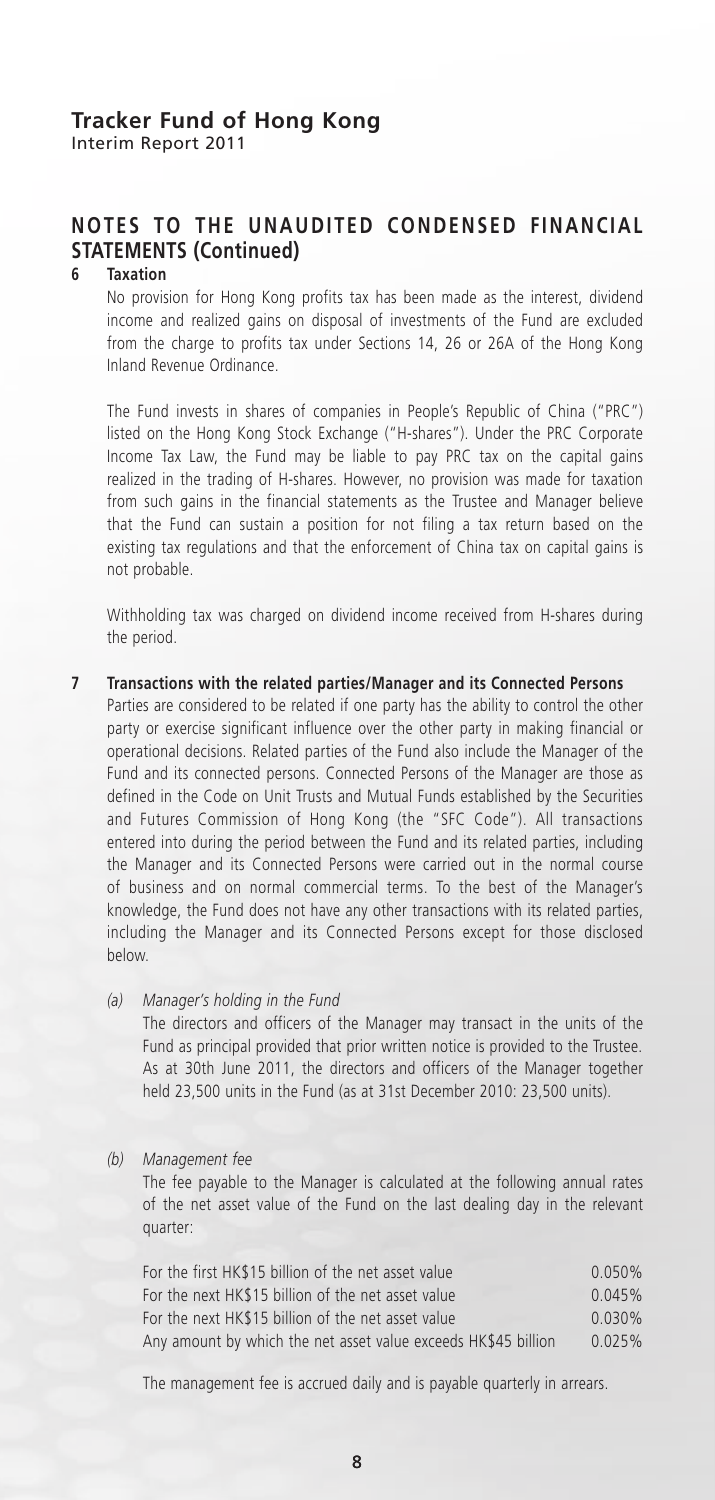## NOTES TO THE UNAUDITED CONDENSED FINANCIAL STATEMENTS (Continued)

### 6 Taxation

No provision for Hong Kong profits tax has been made as the interest, dividend income and realized gains on disposal of investments of the Fund are excluded from the charge to profits tax under Sections 14, 26 or 26A of the Hong Kong Inland Revenue Ordinance.

The Fund invests in shares of companies in People's Republic of China ("PRC") listed on the Hong Kong Stock Exchange ("H-shares"). Under the PRC Corporate Income Tax Law, the Fund may be liable to pay PRC tax on the capital gains realized in the trading of H-shares. However, no provision was made for taxation from such gains in the financial statements as the Trustee and Manager believe that the Fund can sustain a position for not filing a tax return based on the existing tax regulations and that the enforcement of China tax on capital gains is not probable.

Withholding tax was charged on dividend income received from H-shares during the period.

### 7 Transactions with the related parties/Manager and its Connected Persons

Parties are considered to be related if one party has the ability to control the other party or exercise significant influence over the other party in making financial or operational decisions. Related parties of the Fund also include the Manager of the Fund and its connected persons. Connected Persons of the Manager are those as defined in the Code on Unit Trusts and Mutual Funds established by the Securities and Futures Commission of Hong Kong (the "SFC Code"). All transactions entered into during the period between the Fund and its related parties, including the Manager and its Connected Persons were carried out in the normal course of business and on normal commercial terms. To the best of the Manager's knowledge, the Fund does not have any other transactions with its related parties, including the Manager and its Connected Persons except for those disclosed below.

*(a) Manager's holding in the Fund*

The directors and officers of the Manager may transact in the units of the Fund as principal provided that prior written notice is provided to the Trustee. As at 30th June 2011, the directors and officers of the Manager together held 23,500 units in the Fund (as at 31st December 2010: 23,500 units).

*(b) Management fee*

The fee payable to the Manager is calculated at the following annual rates of the net asset value of the Fund on the last dealing day in the relevant quarter:

| | |
|---|---|
| For the first HK$15 billion of the net asset value | 0.050% |
| For the next HK$15 billion of the net asset value | 0.045% |
| For the next HK$15 billion of the net asset value | 0.030% |
| Any amount by which the net asset value exceeds HK$45 billion | 0.025% |

The management fee is accrued daily and is payable quarterly in arrears.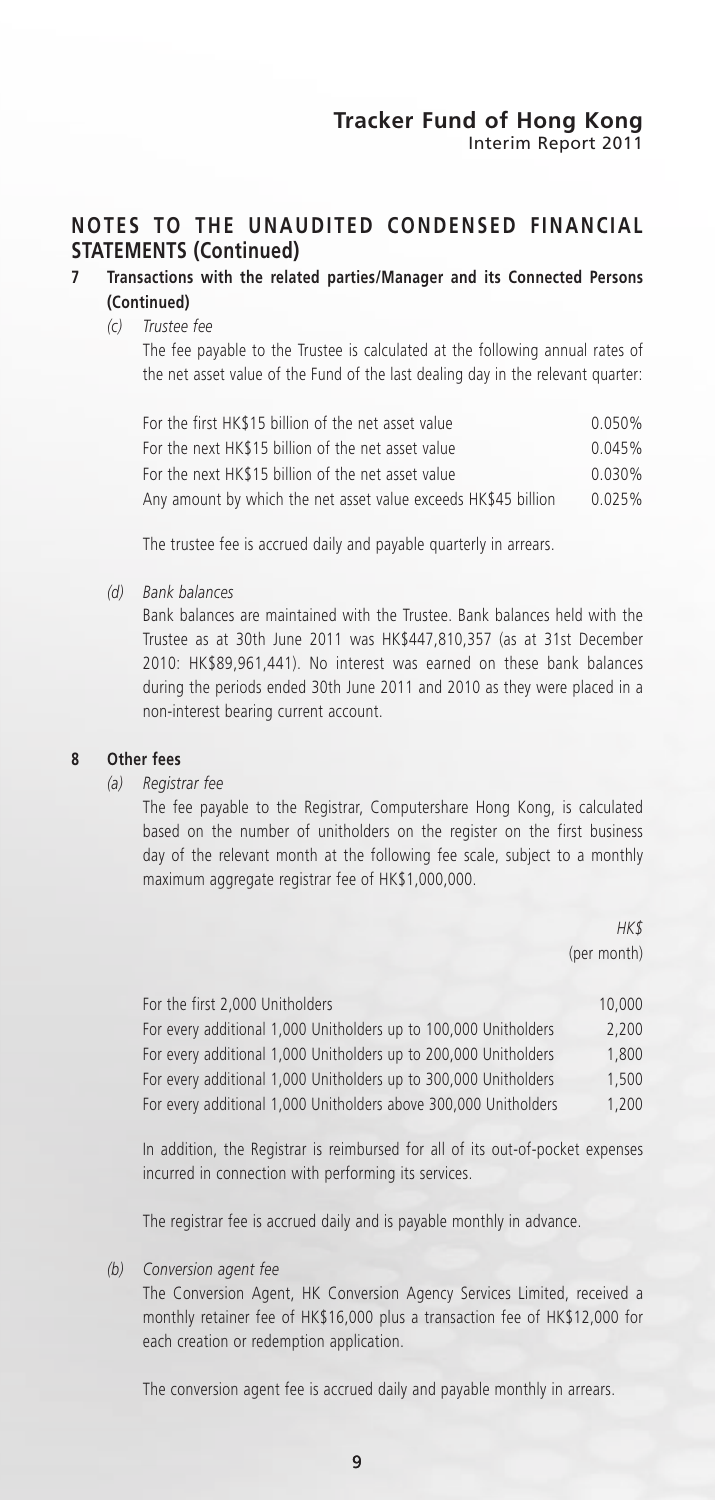## NOTES TO THE UNAUDITED CONDENSED FINANCIAL STATEMENTS (Continued)

**7 Transactions with the related parties/Manager and its Connected Persons (Continued)**

*(c) Trustee fee*

The fee payable to the Trustee is calculated at the following annual rates of the net asset value of the Fund of the last dealing day in the relevant quarter:

| | |
|---|---|
| For the first HK$15 billion of the net asset value | 0.050% |
| For the next HK$15 billion of the net asset value | 0.045% |
| For the next HK$15 billion of the net asset value | 0.030% |
| Any amount by which the net asset value exceeds HK$45 billion | 0.025% |

The trustee fee is accrued daily and payable quarterly in arrears.

*(d) Bank balances*

Bank balances are maintained with the Trustee. Bank balances held with the Trustee as at 30th June 2011 was HK$447,810,357 (as at 31st December 2010: HK$89,961,441). No interest was earned on these bank balances during the periods ended 30th June 2011 and 2010 as they were placed in a non-interest bearing current account.

**8 Other fees**

*(a) Registrar fee*

The fee payable to the Registrar, Computershare Hong Kong, is calculated based on the number of unitholders on the register on the first business day of the relevant month at the following fee scale, subject to a monthly maximum aggregate registrar fee of HK$1,000,000.

| | *HK$* (per month) |
|---|---|
| For the first 2,000 Unitholders | 10,000 |
| For every additional 1,000 Unitholders up to 100,000 Unitholders | 2,200 |
| For every additional 1,000 Unitholders up to 200,000 Unitholders | 1,800 |
| For every additional 1,000 Unitholders up to 300,000 Unitholders | 1,500 |
| For every additional 1,000 Unitholders above 300,000 Unitholders | 1,200 |

In addition, the Registrar is reimbursed for all of its out-of-pocket expenses incurred in connection with performing its services.

The registrar fee is accrued daily and is payable monthly in advance.

*(b) Conversion agent fee*

The Conversion Agent, HK Conversion Agency Services Limited, received a monthly retainer fee of HK$16,000 plus a transaction fee of HK$12,000 for each creation or redemption application.

The conversion agent fee is accrued daily and payable monthly in arrears.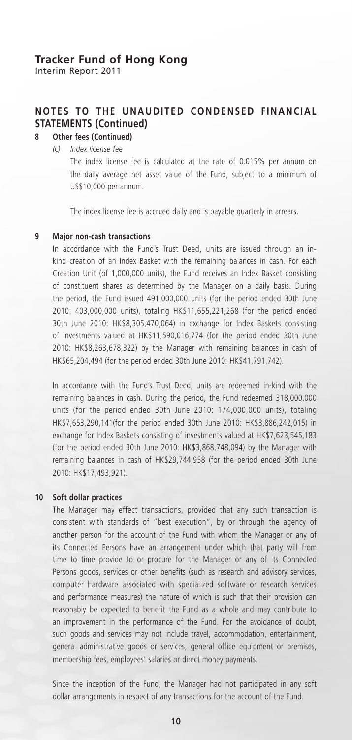## NOTES TO THE UNAUDITED CONDENSED FINANCIAL STATEMENTS (Continued)

**8 Other fees (Continued)**

*(c) Index license fee*

The index license fee is calculated at the rate of 0.015% per annum on the daily average net asset value of the Fund, subject to a minimum of US$10,000 per annum.

The index license fee is accrued daily and is payable quarterly in arrears.

**9 Major non-cash transactions**

In accordance with the Fund's Trust Deed, units are issued through an in-kind creation of an Index Basket with the remaining balances in cash. For each Creation Unit (of 1,000,000 units), the Fund receives an Index Basket consisting of constituent shares as determined by the Manager on a daily basis. During the period, the Fund issued 491,000,000 units (for the period ended 30th June 2010: 403,000,000 units), totaling HK$11,655,221,268 (for the period ended 30th June 2010: HK$8,305,470,064) in exchange for Index Baskets consisting of investments valued at HK$11,590,016,774 (for the period ended 30th June 2010: HK$8,263,678,322) by the Manager with remaining balances in cash of HK$65,204,494 (for the period ended 30th June 2010: HK$41,791,742).

In accordance with the Fund's Trust Deed, units are redeemed in-kind with the remaining balances in cash. During the period, the Fund redeemed 318,000,000 units (for the period ended 30th June 2010: 174,000,000 units), totaling HK$7,653,290,141(for the period ended 30th June 2010: HK$3,886,242,015) in exchange for Index Baskets consisting of investments valued at HK$7,623,545,183 (for the period ended 30th June 2010: HK$3,868,748,094) by the Manager with remaining balances in cash of HK$29,744,958 (for the period ended 30th June 2010: HK$17,493,921).

**10 Soft dollar practices**

The Manager may effect transactions, provided that any such transaction is consistent with standards of "best execution", by or through the agency of another person for the account of the Fund with whom the Manager or any of its Connected Persons have an arrangement under which that party will from time to time provide to or procure for the Manager or any of its Connected Persons goods, services or other benefits (such as research and advisory services, computer hardware associated with specialized software or research services and performance measures) the nature of which is such that their provision can reasonably be expected to benefit the Fund as a whole and may contribute to an improvement in the performance of the Fund. For the avoidance of doubt, such goods and services may not include travel, accommodation, entertainment, general administrative goods or services, general office equipment or premises, membership fees, employees' salaries or direct money payments.

Since the inception of the Fund, the Manager had not participated in any soft dollar arrangements in respect of any transactions for the account of the Fund.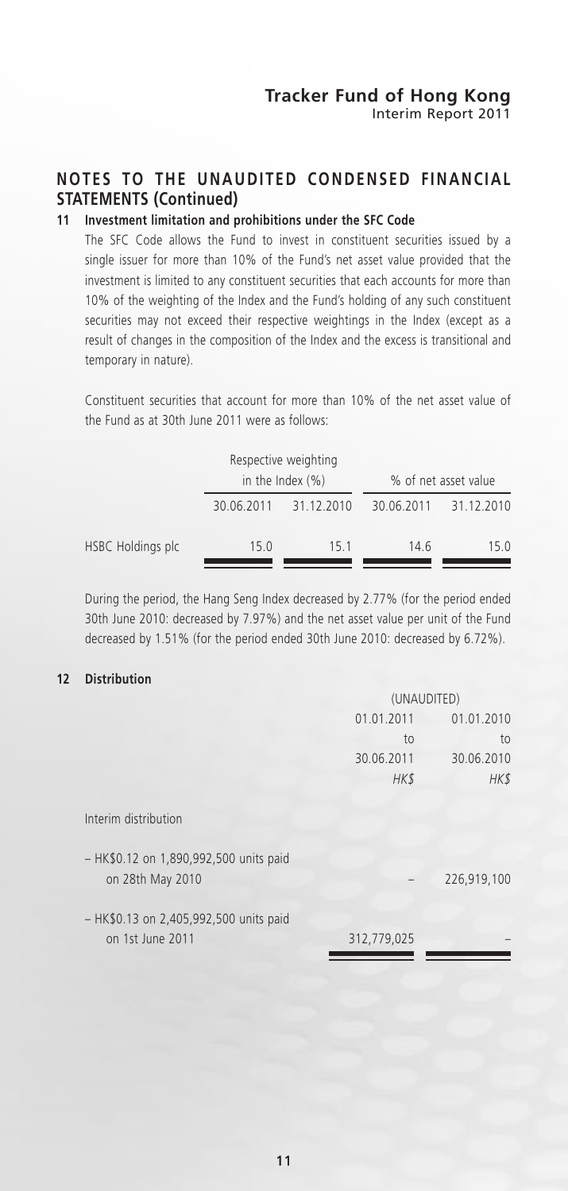## NOTES TO THE UNAUDITED CONDENSED FINANCIAL STATEMENTS (Continued)

### 11 Investment limitation and prohibitions under the SFC Code

The SFC Code allows the Fund to invest in constituent securities issued by a single issuer for more than 10% of the Fund's net asset value provided that the investment is limited to any constituent securities that each accounts for more than 10% of the weighting of the Index and the Fund's holding of any such constituent securities may not exceed their respective weightings in the Index (except as a result of changes in the composition of the Index and the excess is transitional and temporary in nature).

Constituent securities that account for more than 10% of the net asset value of the Fund as at 30th June 2011 were as follows:

| | Respective weighting in the Index (%) | | % of net asset value | |
|---|---|---|---|---|
| | 30.06.2011 | 31.12.2010 | 30.06.2011 | 31.12.2010 |
| HSBC Holdings plc | 15.0 | 15.1 | 14.6 | 15.0 |

During the period, the Hang Seng Index decreased by 2.77% (for the period ended 30th June 2010: decreased by 7.97%) and the net asset value per unit of the Fund decreased by 1.51% (for the period ended 30th June 2010: decreased by 6.72%).

### 12 Distribution

| | (UNAUDITED) | |
|---|---|---|
| | 01.01.2011 to 30.06.2011 | 01.01.2010 to 30.06.2010 |
| | *HK$* | *HK$* |
| Interim distribution | | |
| – HK$0.12 on 1,890,992,500 units paid on 28th May 2010 | – | 226,919,100 |
| – HK$0.13 on 2,405,992,500 units paid on 1st June 2011 | 312,779,025 | – |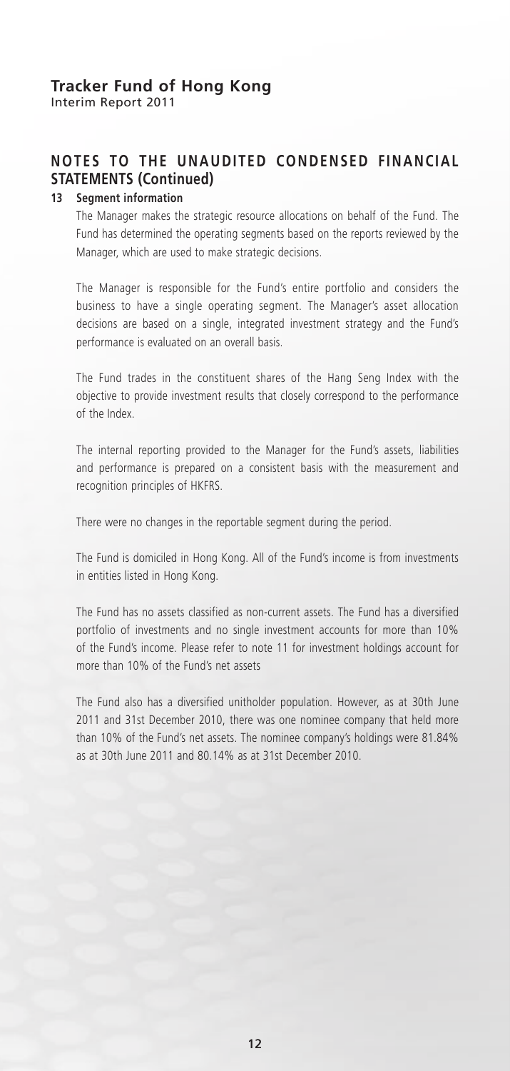## NOTES TO THE UNAUDITED CONDENSED FINANCIAL STATEMENTS (Continued)

**13 Segment information**

The Manager makes the strategic resource allocations on behalf of the Fund. The Fund has determined the operating segments based on the reports reviewed by the Manager, which are used to make strategic decisions.

The Manager is responsible for the Fund's entire portfolio and considers the business to have a single operating segment. The Manager's asset allocation decisions are based on a single, integrated investment strategy and the Fund's performance is evaluated on an overall basis.

The Fund trades in the constituent shares of the Hang Seng Index with the objective to provide investment results that closely correspond to the performance of the Index.

The internal reporting provided to the Manager for the Fund's assets, liabilities and performance is prepared on a consistent basis with the measurement and recognition principles of HKFRS.

There were no changes in the reportable segment during the period.

The Fund is domiciled in Hong Kong. All of the Fund's income is from investments in entities listed in Hong Kong.

The Fund has no assets classified as non-current assets. The Fund has a diversified portfolio of investments and no single investment accounts for more than 10% of the Fund's income. Please refer to note 11 for investment holdings account for more than 10% of the Fund's net assets

The Fund also has a diversified unitholder population. However, as at 30th June 2011 and 31st December 2010, there was one nominee company that held more than 10% of the Fund's net assets. The nominee company's holdings were 81.84% as at 30th June 2011 and 80.14% as at 31st December 2010.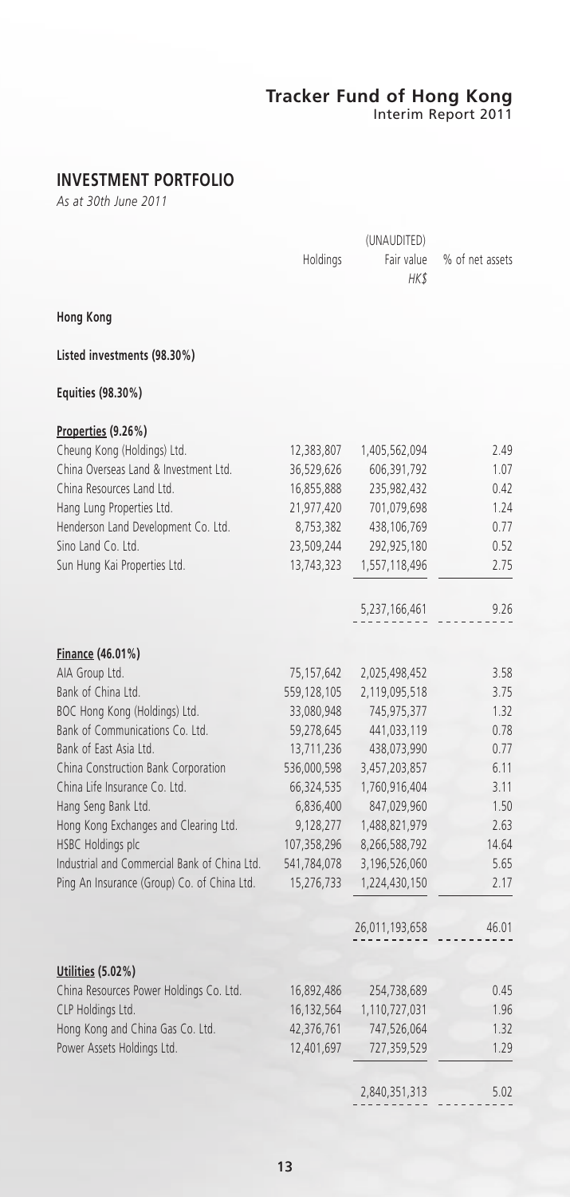## INVESTMENT PORTFOLIO

*As at 30th June 2011*

| | Holdings | (UNAUDITED) Fair value HK$ | % of net assets |
|---|---|---|---|
| **Hong Kong** | | | |
| **Listed investments (98.30%)** | | | |
| **Equities (98.30%)** | | | |
| **Properties (9.26%)** | | | |
| Cheung Kong (Holdings) Ltd. | 12,383,807 | 1,405,562,094 | 2.49 |
| China Overseas Land & Investment Ltd. | 36,529,626 | 606,391,792 | 1.07 |
| China Resources Land Ltd. | 16,855,888 | 235,982,432 | 0.42 |
| Hang Lung Properties Ltd. | 21,977,420 | 701,079,698 | 1.24 |
| Henderson Land Development Co. Ltd. | 8,753,382 | 438,106,769 | 0.77 |
| Sino Land Co. Ltd. | 23,509,244 | 292,925,180 | 0.52 |
| Sun Hung Kai Properties Ltd. | 13,743,323 | 1,557,118,496 | 2.75 |
| | | 5,237,166,461 | 9.26 |
| **Finance (46.01%)** | | | |
| AIA Group Ltd. | 75,157,642 | 2,025,498,452 | 3.58 |
| Bank of China Ltd. | 559,128,105 | 2,119,095,518 | 3.75 |
| BOC Hong Kong (Holdings) Ltd. | 33,080,948 | 745,975,377 | 1.32 |
| Bank of Communications Co. Ltd. | 59,278,645 | 441,033,119 | 0.78 |
| Bank of East Asia Ltd. | 13,711,236 | 438,073,990 | 0.77 |
| China Construction Bank Corporation | 536,000,598 | 3,457,203,857 | 6.11 |
| China Life Insurance Co. Ltd. | 66,324,535 | 1,760,916,404 | 3.11 |
| Hang Seng Bank Ltd. | 6,836,400 | 847,029,960 | 1.50 |
| Hong Kong Exchanges and Clearing Ltd. | 9,128,277 | 1,488,821,979 | 2.63 |
| HSBC Holdings plc | 107,358,296 | 8,266,588,792 | 14.64 |
| Industrial and Commercial Bank of China Ltd. | 541,784,078 | 3,196,526,060 | 5.65 |
| Ping An Insurance (Group) Co. of China Ltd. | 15,276,733 | 1,224,430,150 | 2.17 |
| | | 26,011,193,658 | 46.01 |
| **Utilities (5.02%)** | | | |
| China Resources Power Holdings Co. Ltd. | 16,892,486 | 254,738,689 | 0.45 |
| CLP Holdings Ltd. | 16,132,564 | 1,110,727,031 | 1.96 |
| Hong Kong and China Gas Co. Ltd. | 42,376,761 | 747,526,064 | 1.32 |
| Power Assets Holdings Ltd. | 12,401,697 | 727,359,529 | 1.29 |
| | | 2,840,351,313 | 5.02 |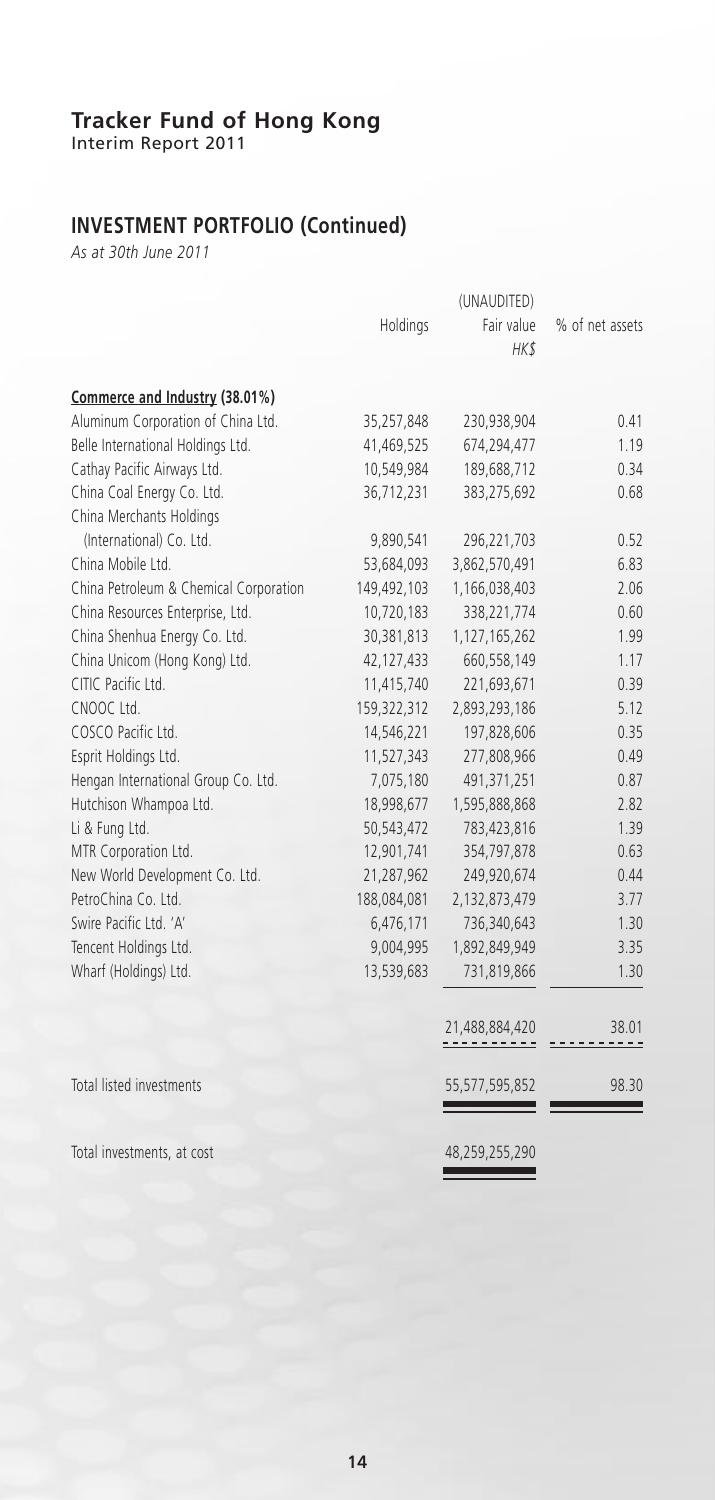# Tracker Fund of Hong Kong

Interim Report 2011

## INVESTMENT PORTFOLIO (Continued)

*As at 30th June 2011*

| | Holdings | (UNAUDITED) Fair value HK$ | % of net assets |
|---|---|---|---|
| **Commerce and Industry (38.01%)** | | | |
| Aluminum Corporation of China Ltd. | 35,257,848 | 230,938,904 | 0.41 |
| Belle International Holdings Ltd. | 41,469,525 | 674,294,477 | 1.19 |
| Cathay Pacific Airways Ltd. | 10,549,984 | 189,688,712 | 0.34 |
| China Coal Energy Co. Ltd. | 36,712,231 | 383,275,692 | 0.68 |
| China Merchants Holdings (International) Co. Ltd. | 9,890,541 | 296,221,703 | 0.52 |
| China Mobile Ltd. | 53,684,093 | 3,862,570,491 | 6.83 |
| China Petroleum & Chemical Corporation | 149,492,103 | 1,166,038,403 | 2.06 |
| China Resources Enterprise, Ltd. | 10,720,183 | 338,221,774 | 0.60 |
| China Shenhua Energy Co. Ltd. | 30,381,813 | 1,127,165,262 | 1.99 |
| China Unicom (Hong Kong) Ltd. | 42,127,433 | 660,558,149 | 1.17 |
| CITIC Pacific Ltd. | 11,415,740 | 221,693,671 | 0.39 |
| CNOOC Ltd. | 159,322,312 | 2,893,293,186 | 5.12 |
| COSCO Pacific Ltd. | 14,546,221 | 197,828,606 | 0.35 |
| Esprit Holdings Ltd. | 11,527,343 | 277,808,966 | 0.49 |
| Hengan International Group Co. Ltd. | 7,075,180 | 491,371,251 | 0.87 |
| Hutchison Whampoa Ltd. | 18,998,677 | 1,595,888,868 | 2.82 |
| Li & Fung Ltd. | 50,543,472 | 783,423,816 | 1.39 |
| MTR Corporation Ltd. | 12,901,741 | 354,797,878 | 0.63 |
| New World Development Co. Ltd. | 21,287,962 | 249,920,674 | 0.44 |
| PetroChina Co. Ltd. | 188,084,081 | 2,132,873,479 | 3.77 |
| Swire Pacific Ltd. 'A' | 6,476,171 | 736,340,643 | 1.30 |
| Tencent Holdings Ltd. | 9,004,995 | 1,892,849,949 | 3.35 |
| Wharf (Holdings) Ltd. | 13,539,683 | 731,819,866 | 1.30 |
| | | 21,488,884,420 | 38.01 |
| Total listed investments | | 55,577,595,852 | 98.30 |
| Total investments, at cost | | 48,259,255,290 | |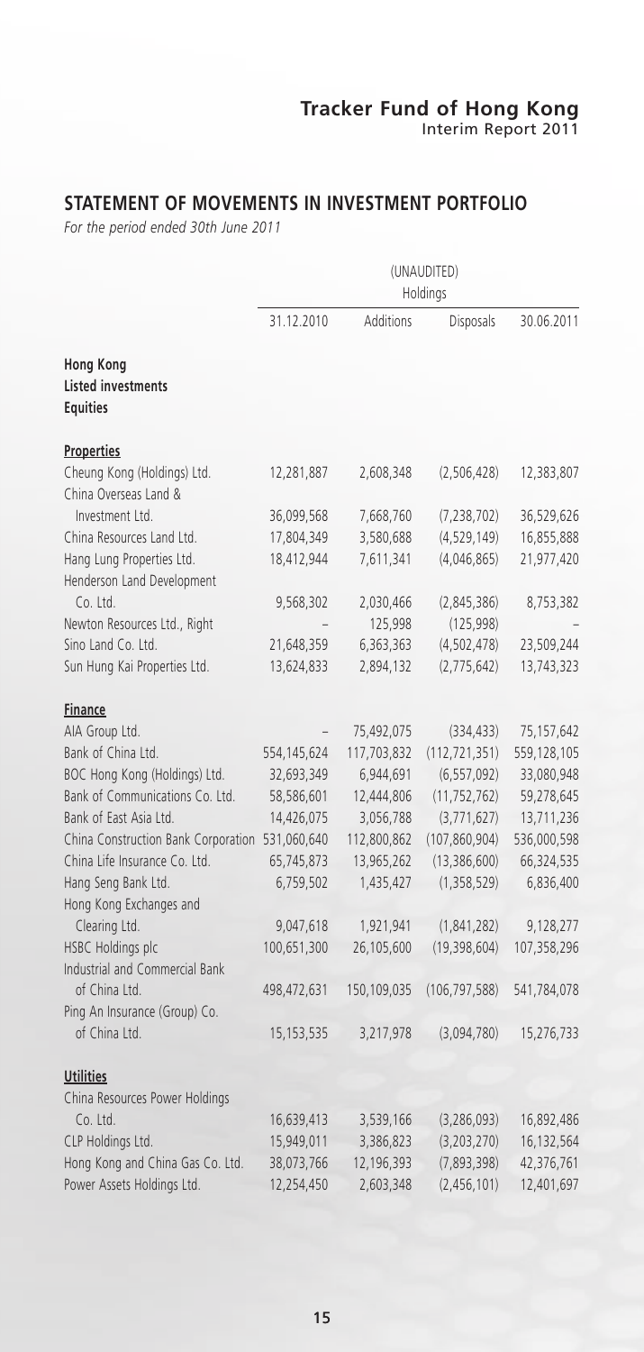## STATEMENT OF MOVEMENTS IN INVESTMENT PORTFOLIO

*For the period ended 30th June 2011*

| | (UNAUDITED) | | | |
|---|---|---|---|---|
| | Holdings | | | |
| | 31.12.2010 | Additions | Disposals | 30.06.2011 |
| **Hong Kong** | | | | |
| **Listed investments** | | | | |
| **Equities** | | | | |
| **Properties** | | | | |
| Cheung Kong (Holdings) Ltd. | 12,281,887 | 2,608,348 | (2,506,428) | 12,383,807 |
| China Overseas Land & Investment Ltd. | 36,099,568 | 7,668,760 | (7,238,702) | 36,529,626 |
| China Resources Land Ltd. | 17,804,349 | 3,580,688 | (4,529,149) | 16,855,888 |
| Hang Lung Properties Ltd. | 18,412,944 | 7,611,341 | (4,046,865) | 21,977,420 |
| Henderson Land Development Co. Ltd. | 9,568,302 | 2,030,466 | (2,845,386) | 8,753,382 |
| Newton Resources Ltd., Right | – | 125,998 | (125,998) | – |
| Sino Land Co. Ltd. | 21,648,359 | 6,363,363 | (4,502,478) | 23,509,244 |
| Sun Hung Kai Properties Ltd. | 13,624,833 | 2,894,132 | (2,775,642) | 13,743,323 |
| **Finance** | | | | |
| AIA Group Ltd. | – | 75,492,075 | (334,433) | 75,157,642 |
| Bank of China Ltd. | 554,145,624 | 117,703,832 | (112,721,351) | 559,128,105 |
| BOC Hong Kong (Holdings) Ltd. | 32,693,349 | 6,944,691 | (6,557,092) | 33,080,948 |
| Bank of Communications Co. Ltd. | 58,586,601 | 12,444,806 | (11,752,762) | 59,278,645 |
| Bank of East Asia Ltd. | 14,426,075 | 3,056,788 | (3,771,627) | 13,711,236 |
| China Construction Bank Corporation | 531,060,640 | 112,800,862 | (107,860,904) | 536,000,598 |
| China Life Insurance Co. Ltd. | 65,745,873 | 13,965,262 | (13,386,600) | 66,324,535 |
| Hang Seng Bank Ltd. | 6,759,502 | 1,435,427 | (1,358,529) | 6,836,400 |
| Hong Kong Exchanges and Clearing Ltd. | 9,047,618 | 1,921,941 | (1,841,282) | 9,128,277 |
| HSBC Holdings plc | 100,651,300 | 26,105,600 | (19,398,604) | 107,358,296 |
| Industrial and Commercial Bank of China Ltd. | 498,472,631 | 150,109,035 | (106,797,588) | 541,784,078 |
| Ping An Insurance (Group) Co. of China Ltd. | 15,153,535 | 3,217,978 | (3,094,780) | 15,276,733 |
| **Utilities** | | | | |
| China Resources Power Holdings Co. Ltd. | 16,639,413 | 3,539,166 | (3,286,093) | 16,892,486 |
| CLP Holdings Ltd. | 15,949,011 | 3,386,823 | (3,203,270) | 16,132,564 |
| Hong Kong and China Gas Co. Ltd. | 38,073,766 | 12,196,393 | (7,893,398) | 42,376,761 |
| Power Assets Holdings Ltd. | 12,254,450 | 2,603,348 | (2,456,101) | 12,401,697 |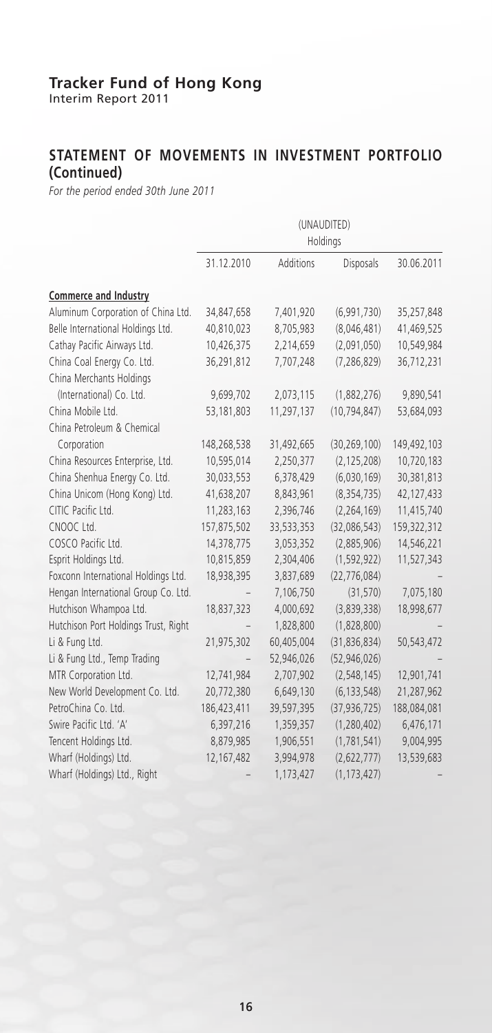## STATEMENT OF MOVEMENTS IN INVESTMENT PORTFOLIO (Continued)

*For the period ended 30th June 2011*

| | (UNAUDITED) Holdings | | | |
|---|---|---|---|---|
| | 31.12.2010 | Additions | Disposals | 30.06.2011 |
| **Commerce and Industry** | | | | |
| Aluminum Corporation of China Ltd. | 34,847,658 | 7,401,920 | (6,991,730) | 35,257,848 |
| Belle International Holdings Ltd. | 40,810,023 | 8,705,983 | (8,046,481) | 41,469,525 |
| Cathay Pacific Airways Ltd. | 10,426,375 | 2,214,659 | (2,091,050) | 10,549,984 |
| China Coal Energy Co. Ltd. | 36,291,812 | 7,707,248 | (7,286,829) | 36,712,231 |
| China Merchants Holdings (International) Co. Ltd. | 9,699,702 | 2,073,115 | (1,882,276) | 9,890,541 |
| China Mobile Ltd. | 53,181,803 | 11,297,137 | (10,794,847) | 53,684,093 |
| China Petroleum & Chemical Corporation | 148,268,538 | 31,492,665 | (30,269,100) | 149,492,103 |
| China Resources Enterprise, Ltd. | 10,595,014 | 2,250,377 | (2,125,208) | 10,720,183 |
| China Shenhua Energy Co. Ltd. | 30,033,553 | 6,378,429 | (6,030,169) | 30,381,813 |
| China Unicom (Hong Kong) Ltd. | 41,638,207 | 8,843,961 | (8,354,735) | 42,127,433 |
| CITIC Pacific Ltd. | 11,283,163 | 2,396,746 | (2,264,169) | 11,415,740 |
| CNOOC Ltd. | 157,875,502 | 33,533,353 | (32,086,543) | 159,322,312 |
| COSCO Pacific Ltd. | 14,378,775 | 3,053,352 | (2,885,906) | 14,546,221 |
| Esprit Holdings Ltd. | 10,815,859 | 2,304,406 | (1,592,922) | 11,527,343 |
| Foxconn International Holdings Ltd. | 18,938,395 | 3,837,689 | (22,776,084) | – |
| Hengan International Group Co. Ltd. | – | 7,106,750 | (31,570) | 7,075,180 |
| Hutchison Whampoa Ltd. | 18,837,323 | 4,000,692 | (3,839,338) | 18,998,677 |
| Hutchison Port Holdings Trust, Right | – | 1,828,800 | (1,828,800) | – |
| Li & Fung Ltd. | 21,975,302 | 60,405,004 | (31,836,834) | 50,543,472 |
| Li & Fung Ltd., Temp Trading | – | 52,946,026 | (52,946,026) | – |
| MTR Corporation Ltd. | 12,741,984 | 2,707,902 | (2,548,145) | 12,901,741 |
| New World Development Co. Ltd. | 20,772,380 | 6,649,130 | (6,133,548) | 21,287,962 |
| PetroChina Co. Ltd. | 186,423,411 | 39,597,395 | (37,936,725) | 188,084,081 |
| Swire Pacific Ltd. 'A' | 6,397,216 | 1,359,357 | (1,280,402) | 6,476,171 |
| Tencent Holdings Ltd. | 8,879,985 | 1,906,551 | (1,781,541) | 9,004,995 |
| Wharf (Holdings) Ltd. | 12,167,482 | 3,994,978 | (2,622,777) | 13,539,683 |
| Wharf (Holdings) Ltd., Right | – | 1,173,427 | (1,173,427) | – |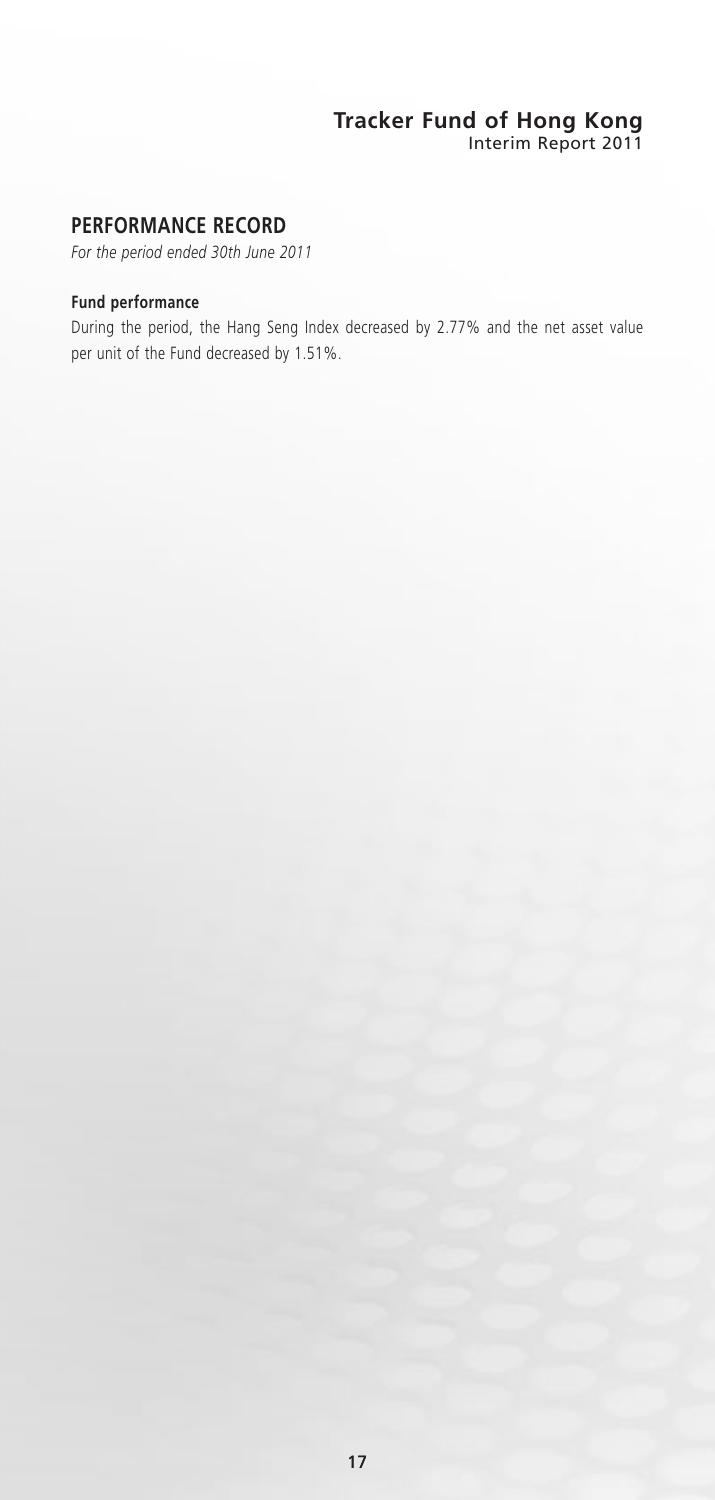## PERFORMANCE RECORD

*For the period ended 30th June 2011*

### Fund performance

During the period, the Hang Seng Index decreased by 2.77% and the net asset value per unit of the Fund decreased by 1.51%.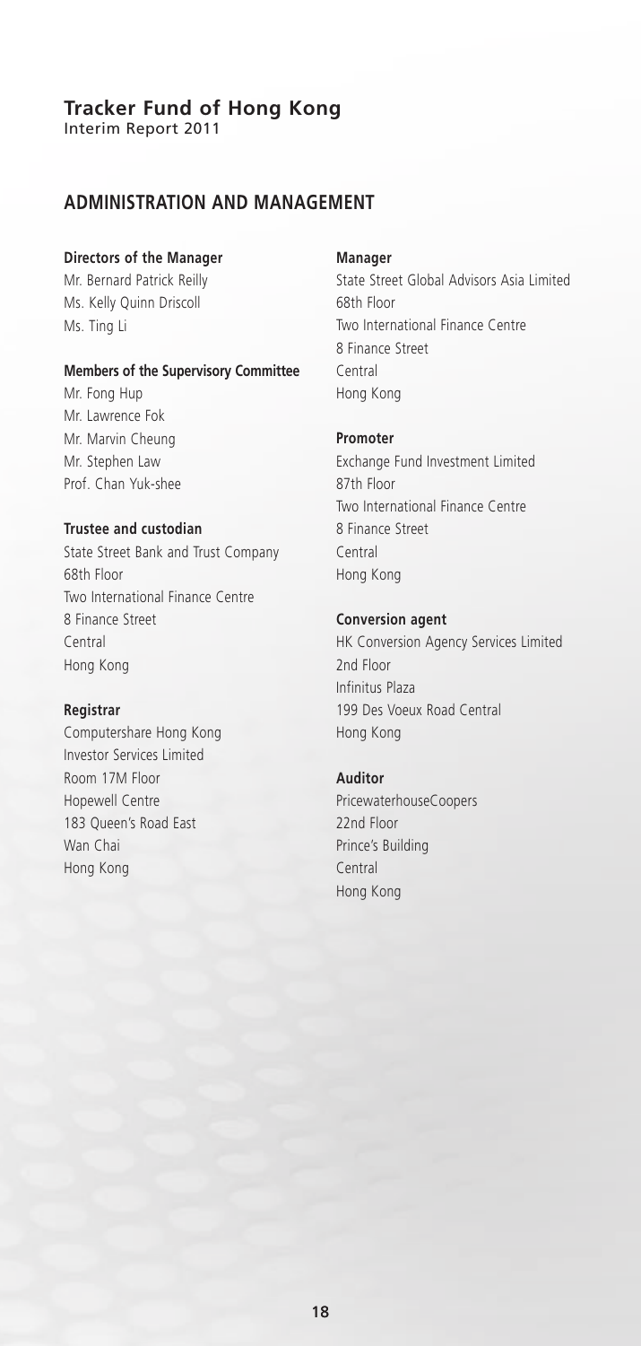## ADMINISTRATION AND MANAGEMENT

**Directors of the Manager**

Mr. Bernard Patrick Reilly
Ms. Kelly Quinn Driscoll
Ms. Ting Li

**Members of the Supervisory Committee**

Mr. Fong Hup
Mr. Lawrence Fok
Mr. Marvin Cheung
Mr. Stephen Law
Prof. Chan Yuk-shee

**Trustee and custodian**

State Street Bank and Trust Company
68th Floor
Two International Finance Centre
8 Finance Street
Central
Hong Kong

**Registrar**

Computershare Hong Kong
Investor Services Limited
Room 17M Floor
Hopewell Centre
183 Queen's Road East
Wan Chai
Hong Kong

**Manager**

State Street Global Advisors Asia Limited
68th Floor
Two International Finance Centre
8 Finance Street
Central
Hong Kong

**Promoter**

Exchange Fund Investment Limited
87th Floor
Two International Finance Centre
8 Finance Street
Central
Hong Kong

**Conversion agent**

HK Conversion Agency Services Limited
2nd Floor
Infinitus Plaza
199 Des Voeux Road Central
Hong Kong

**Auditor**

PricewaterhouseCoopers
22nd Floor
Prince's Building
Central
Hong Kong